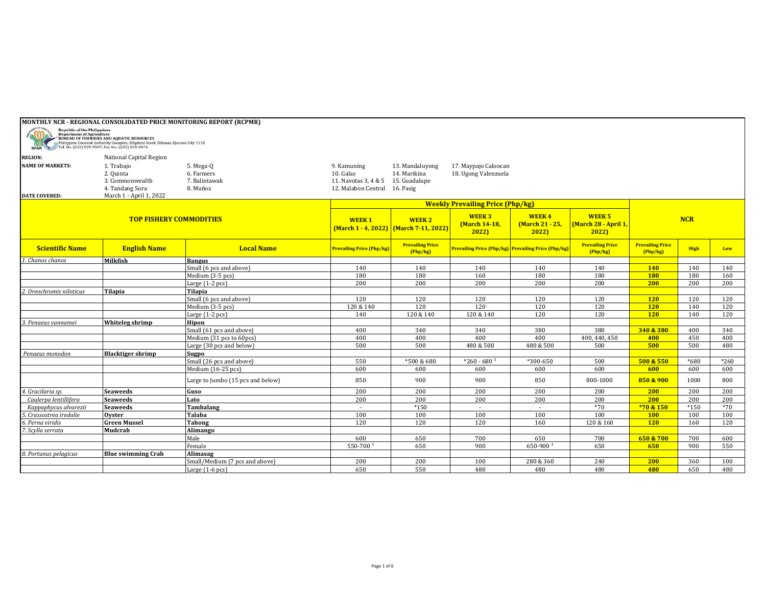# MONTHLY NCR - REGIONAL CONSOLIDATED PRICE MONITORING REPORT (RCPMR)

Republic of the Philippines
Department of Agriculture
BUREAU OF FISHERIES AND AQUATIC RESOURCES
Philippine Coconut Authority Complex, Elliptical Road, Diliman, Quezon City 1118
Tel. No. (632) 929-9597; Fax No.: (632) 929-8074

**REGION:** National Capital Region

**NAME OF MARKETS:**

1. Trabajo
2. Quinta
3. Commonwealth
4. Tandang Sora
5. Mega-Q
6. Farmers
7. Balintawak
8. Muñoz
9. Kamuning
10. Galas
11. Navotas 3, 4 & 5
12. Malabon Central
13. Mandaluyong
14. Marikina
15. Guadalupe
16. Pasig
17. Maypajo Caloocan
18. Ugong Valenzuela

**DATE COVERED:** March 1 - April 1, 2022

| TOP FISHERY COMMODITIES | | | Weekly Prevailing Price (Php/kg) | | | | | NCR | | |
|---|---|---|---|---|---|---|---|---|---|---|
| | | | WEEK 1 (March 1 - 4, 2022) | WEEK 2 (March 7-11, 2022) | WEEK 3 (March 14-18, 2022) | WEEK 4 (March 21 - 25, 2022) | WEEK 5 (March 28 - April 1, 2022) | | | |
| **Scientific Name** | **English Name** | **Local Name** | Prevailing Price (Php/kg) | Prevailing Price (Php/kg) | Prevailing Price (Php/kg) | Prevailing Price (Php/kg) | Prevailing Price (Php/kg) | Prevailing Price (Php/kg) | High | Low |
| *1. Chanos chanos* | **Milkfish** | **Bangus** | | | | | | | | |
| | | Small (6 pcs and above) | 140 | 140 | 140 | 140 | 140 | **140** | 140 | 140 |
| | | Medium (3-5 pcs) | 180 | 180 | 160 | 180 | 180 | **180** | 180 | 160 |
| | | Large (1-2 pcs) | 200 | 200 | 200 | 200 | 200 | **200** | 200 | 200 |
| *2. Oreochromis niloticus* | **Tilapia** | **Tilapia** | | | | | | | | |
| | | Small (6 pcs and above) | 120 | 120 | 120 | 120 | 120 | **120** | 120 | 120 |
| | | Medium (3-5 pcs) | 120 & 140 | 120 | 120 | 120 | 120 | **120** | 140 | 120 |
| | | Large (1-2 pcs) | 140 | 120 & 140 | 120 & 140 | 120 | 120 | **120** | 140 | 120 |
| *3. Penaeus vannamei* | **Whiteleg shrimp** | **Hipon** | | | | | | | | |
| | | Small (61 pcs and above) | 400 | 340 | 340 | 380 | 380 | **340 & 380** | 400 | 340 |
| | | Medium (31 pcs to 60pcs) | 400 | 400 | 400 | 400 | 400, 440, 450 | **400** | 450 | 400 |
| | | Large (30 pcs and below) | 500 | 500 | 480 & 500 | 480 & 500 | 500 | **500** | 500 | 480 |
| *Penaeus monodon* | **Blacktiger shrimp** | **Sugpo** | | | | | | | | |
| | | Small (26 pcs and above) | 550 | *500 & 680 | *260 - 680 [1] | *300-650 | 500 | **500 & 550** | *680 | *260 |
| | | Medium (16-25 pcs) | 600 | 600 | 600 | 600 | 600 | **600** | 600 | 600 |
| | | Large to Jumbo (15 pcs and below) | 850 | 900 | 900 | 850 | 800-1000 | **850 & 900** | 1000 | 800 |
| *4. Gracilaria sp.* | **Seaweeds** | **Guso** | 200 | 200 | 200 | 200 | 200 | **200** | 200 | 200 |
| *Caulerpa lentillifera* | **Seaweeds** | **Lato** | 200 | 200 | 200 | 200 | 200 | **200** | 200 | 200 |
| *Kappaphycus alvarezii* | **Seaweeds** | **Tambalang** | - | *150 | - | - | *70 | ***70 & 150** | *150 | *70 |
| *5. Crassostrea iredalie* | **Oyster** | **Talaba** | 100 | 100 | 100 | 100 | 100 | **100** | 100 | 100 |
| *6. Perna viridis* | **Green Mussel** | **Tahong** | 120 | 120 | 120 | 160 | 120 & 160 | **120** | 160 | 120 |
| *7. Scylla serrata* | **Mudcrab** | **Alimango** | | | | | | | | |
| | | Male | 600 | 650 | 700 | 650 | 700 | **650 & 700** | 700 | 600 |
| | | Female | 550-700 [1] | 650 | 900 | 650-900 [1] | 650 | **650** | 900 | 550 |
| *8. Portunus pelagicus* | **Blue swimming Crab** | **Alimasag** | | | | | | | | |
| | | Small/Medium (7 pcs and above) | 200 | 200 | 100 | 280 & 360 | 240 | **200** | 360 | 100 |
| | | Large (1-6 pcs) | 650 | 550 | 480 | 480 | 480 | **480** | 650 | 480 |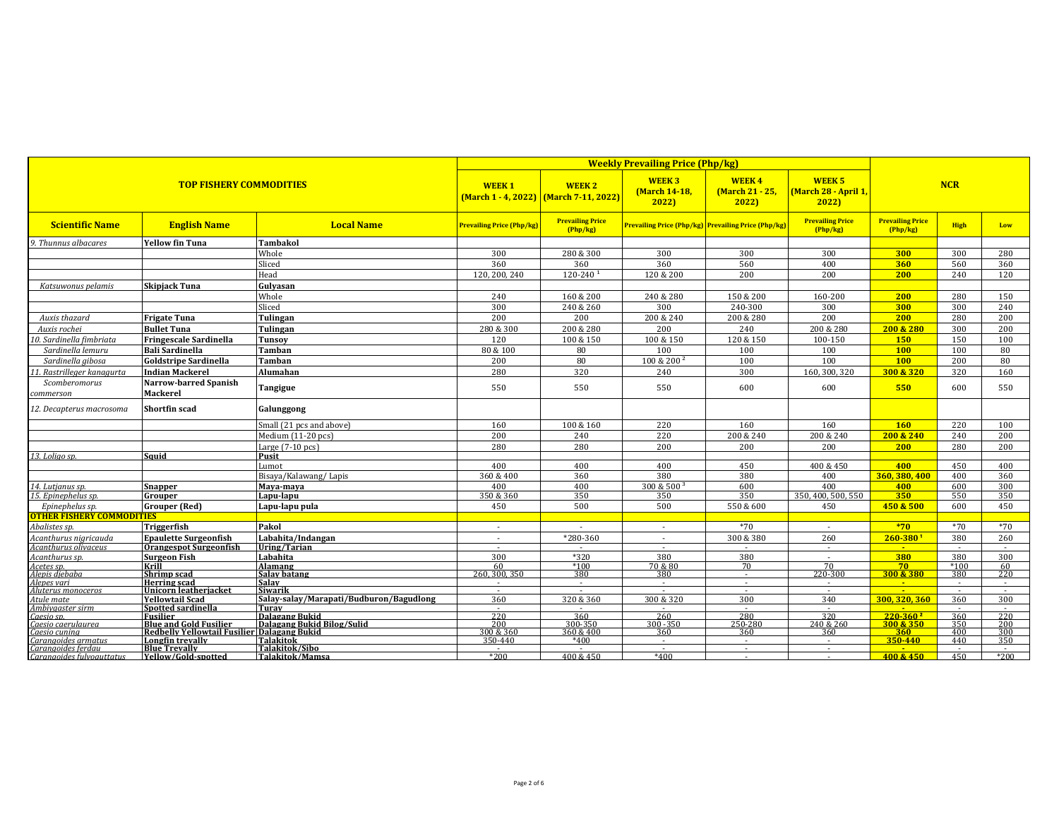| TOP FISHERY COMMODITIES | | | Weekly Prevailing Price (Php/kg) | | | | | NCR | | |
|---|---|---|---|---|---|---|---|---|---|---|
| | | | WEEK 1 (March 1 - 4, 2022) | WEEK 2 (March 7-11, 2022) | WEEK 3 (March 14-18, 2022) | WEEK 4 (March 21 - 25, 2022) | WEEK 5 (March 28 - April 1, 2022) | | | |
| Scientific Name | English Name | Local Name | Prevailing Price (Php/kg) | Prevailing Price (Php/kg) | Prevailing Price (Php/kg) | Prevailing Price (Php/kg) | Prevailing Price (Php/kg) | Prevailing Price (Php/kg) | High | Low |
| *9. Thunnus albacares* | **Yellow fin Tuna** | **Tambakol** | | | | | | | | |
| | | Whole | 300 | 280 & 300 | 300 | 300 | 300 | **300** | 300 | 280 |
| | | Sliced | 360 | 360 | 360 | 560 | 400 | **360** | 560 | 360 |
| | | Head | 120, 200, 240 | 120-240 [1] | 120 & 200 | 200 | 200 | **200** | 240 | 120 |
| *Katsuwonus pelamis* | **Skipjack Tuna** | **Gulyasan** | | | | | | | | |
| | | Whole | 240 | 160 & 200 | 240 & 280 | 150 & 200 | 160-200 | **200** | 280 | 150 |
| | | Sliced | 300 | 240 & 260 | 300 | 240-300 | 300 | **300** | 300 | 240 |
| *Auxis thazard* | **Frigate Tuna** | **Tulingan** | 200 | 200 | 200 & 240 | 200 & 280 | 200 | **200** | 280 | 200 |
| *Auxis rochei* | **Bullet Tuna** | **Tulingan** | 280 & 300 | 200 & 280 | 200 | 240 | 200 & 280 | **200 & 280** | 300 | 200 |
| *10. Sardinella fimbriata* | **Fringescale Sardinella** | **Tunsoy** | 120 | 100 & 150 | 100 & 150 | 120 & 150 | 100-150 | **150** | 150 | 100 |
| *Sardinella lemuru* | **Bali Sardinella** | **Tamban** | 80 & 100 | 80 | 100 | 100 | 100 | **100** | 100 | 80 |
| *Sardinella gibosa* | **Goldstripe Sardinella** | **Tamban** | 200 | 80 | 100 & 200 [2] | 100 | 100 | **100** | 200 | 80 |
| *11. Rastrilleger kanagurta* | **Indian Mackerel** | **Alumahan** | 280 | 320 | 240 | 300 | 160, 300, 320 | **300 & 320** | 320 | 160 |
| *Scomberomorus commerson* | **Narrow-barred Spanish Mackerel** | **Tangigue** | 550 | 550 | 550 | 600 | 600 | **550** | 600 | 550 |
| *12. Decapterus macrosoma* | **Shortfin scad** | **Galunggong** | | | | | | | | |
| | | Small (21 pcs and above) | 160 | 100 & 160 | 220 | 160 | 160 | **160** | 220 | 100 |
| | | Medium (11-20 pcs) | 200 | 240 | 220 | 200 & 240 | 200 & 240 | **200 & 240** | 240 | 200 |
| | | Large (7-10 pcs) | 280 | 280 | 200 | 200 | 200 | **200** | 280 | 200 |
| *13. Loligo sp.* | **Squid** | **Pusit** | | | | | | | | |
| | | Lumot | 400 | 400 | 400 | 450 | 400 & 450 | **400** | 450 | 400 |
| | | Bisaya/Kalawang/ Lapis | 360 & 400 | 360 | 380 | 380 | 400 | **360, 380, 400** | 400 | 360 |
| *14. Lutjanus sp.* | **Snapper** | **Maya-maya** | 400 | 400 | 300 & 500 [3] | 600 | 400 | **400** | 600 | 300 |
| *15. Epinephelus sp.* | **Grouper** | **Lapu-lapu** | 350 & 360 | 350 | 350 | 350 | 350, 400, 500, 550 | **350** | 550 | 350 |
| *Epinephelus sp.* | **Grouper (Red)** | **Lapu-lapu pula** | 450 | 500 | 500 | 550 & 600 | 450 | **450 & 500** | 600 | 450 |
| **OTHER FISHERY COMMODITIES** | | | | | | | | | | |
| *Abalistes sp.* | **Triggerfish** | **Pakol** | - | - | - | *70 | - | ***70** | *70 | *70 |
| *Acanthurus nigricauda* | **Epaulette Surgeonfish** | **Labahita/Indangan** | - | *280-360 | - | 300 & 380 | 260 | **260-380 [1]** | 380 | 260 |
| *Acanthurus olivaceus* | **Orangespot Surgeonfish** | **Uring/Tarian** | - | - | - | - | - | **-** | - | - |
| *Acanthurus sp.* | **Surgeon Fish** | **Labahita** | 300 | *320 | 380 | 380 | - | **380** | 380 | 300 |
| *Acetes sp.* | **Krill** | **Alamang** | 60 | *100 | 70 & 80 | 70 | 70 | **70** | *100 | 60 |
| *Alepis djebaba* | **Shrimp scad** | **Salay batang** | 260, 300, 350 | 380 | 380 | - | 220-300 | **300 & 380** | 380 | 220 |
| *Alepes vari* | **Herring scad** | **Salay** | - | - | - | - | - | **-** | - | - |
| *Aluterus monoceros* | **Unicorn leatherjacket** | **Siwarik** | - | - | - | - | - | **-** | - | - |
| *Atule mate* | **Yellowtail Scad** | **Salay-salay/Marapati/Budburon/Bagudlong** | 360 | 320 & 360 | 300 & 320 | 300 | 340 | **300, 320, 360** | 360 | 300 |
| *Ambiygaster sirm* | **Spotted sardinella** | **Turay** | - | - | - | - | - | **-** | - | - |
| *Caesio sp.* | **Fusilier** | **Dalagang Bukid** | 220 | 360 | 260 | 280 | 320 | **220-360 [2]** | 360 | 220 |
| *Caesio caerulaurea* | **Blue and Gold Fusilier** | **Dalagang Bukid Bilog/Sulid** | 200 | 300-350 | 300 - 350 | 250-280 | 240 & 260 | **300 & 350** | 350 | 200 |
| *Caesio cuning* | **Redbelly Yellowtail Fusilier** | **Dalagang Bukid** | 300 & 360 | 360 & 400 | 360 | 360 | 360 | **360** | 400 | 300 |
| *Carangoides armatus* | **Longfin trevally** | **Talakitok** | 350-440 | *400 | - | - | - | **350-440** | 440 | 350 |
| *Carangoides ferdau* | **Blue Trevally** | **Talakitok/Sibo** | - | - | - | - | - | **-** | - | - |
| *Carangoides fulvoguttatus* | **Yellow/Gold-spotted** | **Talakitok/Mamsa** | *200 | 400 & 450 | *400 | - | - | **400 & 450** | 450 | *200 |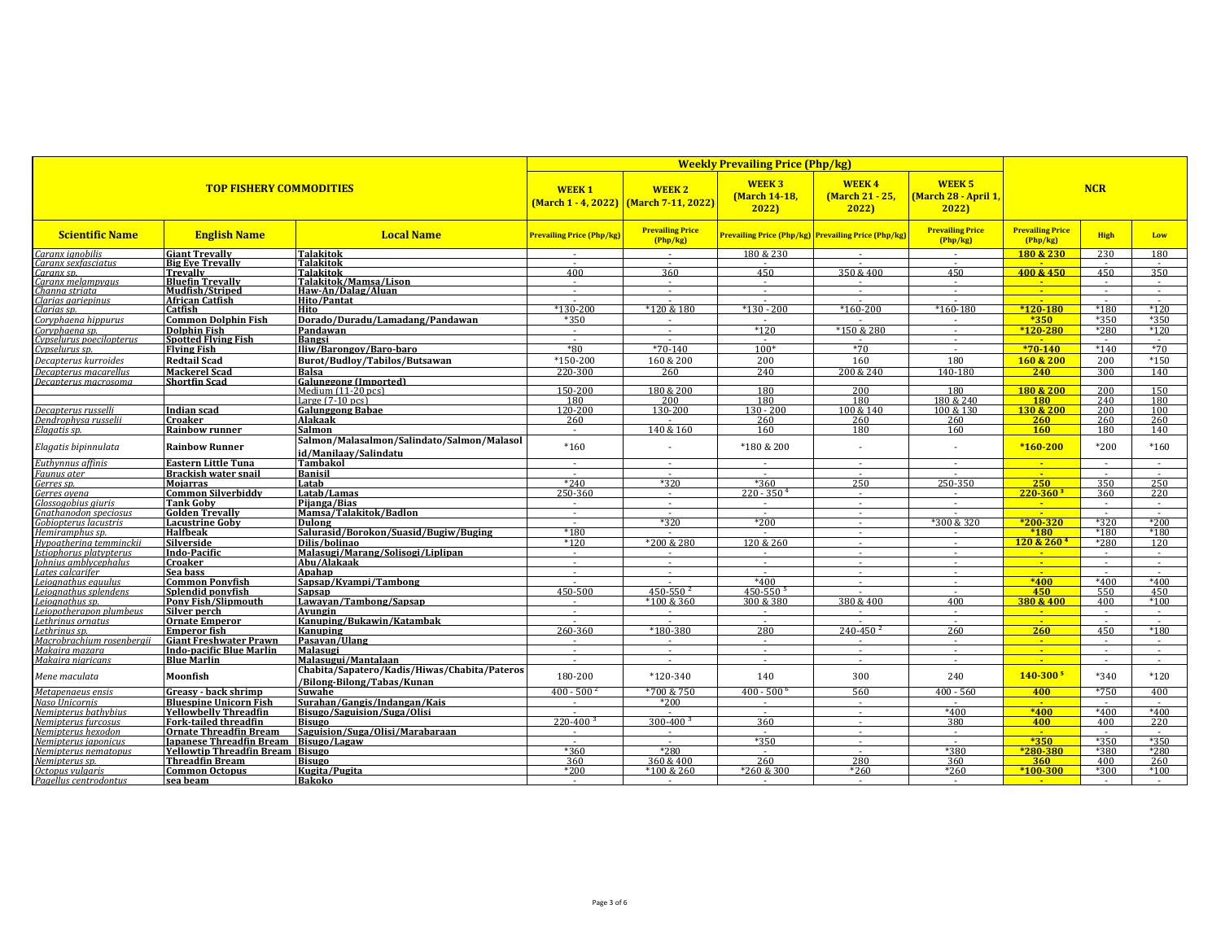| TOP FISHERY COMMODITIES | | | Weekly Prevailing Price (Php/kg) | | | | | NCR | | |
|---|---|---|---|---|---|---|---|---|---|---|
| | | | WEEK 1 (March 1 - 4, 2022) | WEEK 2 (March 7-11, 2022) | WEEK 3 (March 14-18, 2022) | WEEK 4 (March 21 - 25, 2022) | WEEK 5 (March 28 - April 1, 2022) | | | |
| Scientific Name | English Name | Local Name | Prevailing Price (Php/kg) | Prevailing Price (Php/kg) | Prevailing Price (Php/kg) | Prevailing Price (Php/kg) | Prevailing Price (Php/kg) | Prevailing Price (Php/kg) | High | Low |
| *Caranx ignobilis* | Giant Trevally | Talakitok | - | - | 180 & 230 | - | - | 180 & 230 | 230 | 180 |
| *Caranx sexfasciatus* | Big Eye Trevally | Talakitok | - | - | - | - | - | - | - | - |
| *Caranx sp.* | Trevally | Talakitok | 400 | 360 | 450 | 350 & 400 | 450 | 400 & 450 | 450 | 350 |
| *Caranx melampygus* | Bluefin Trevally | Talakitok/Mamsa/Lison | - | - | - | - | - | - | - | - |
| *Channa striata* | Mudfish/Striped | Haw-An/Dalag/Aluan | - | - | - | - | - | - | - | - |
| *Clarias gariepinus* | African Catfish | Hito/Pantat | - | - | - | - | - | - | - | - |
| *Clarias sp.* | Catfish | Hito | *130-200 | *120 & 180 | *130 - 200 | *160-200 | *160-180 | *120-180 | *180 | *120 |
| *Coryphaena hippurus* | Common Dolphin Fish | Dorado/Duradu/Lamadang/Pandawan | *350 | - | - | - | - | *350 | *350 | *350 |
| *Coryphaena sp.* | Dolphin Fish | Pandawan | - | - | *120 | *150 & 280 | - | *120-280 | *280 | *120 |
| *Cypselurus poecilopterus* | Spotted Flying Fish | Bangsi | - | - | - | - | - | - | - | - |
| *Cypselurus sp.* | Flying Fish | Iliw/Barongoy/Baro-baro | *80 | *70-140 | 100* | *70 | - | *70-140 | *140 | *70 |
| *Decapterus kurroides* | Redtail Scad | Burot/Budloy/Tabilos/Butsawan | *150-200 | 160 & 200 | 200 | 160 | 180 | 160 & 200 | 200 | *150 |
| *Decapterus macarellus* | Mackerel Scad | Balsa | 220-300 | 260 | 240 | 200 & 240 | 140-180 | 240 | 300 | 140 |
| *Decapterus macrosoma* | Shortfin Scad | Galunggong (Imported) | | | | | | | | |
| | | Medium (11-20 pcs) | 150-200 | 180 & 200 | 180 | 200 | 180 | 180 & 200 | 200 | 150 |
| | | Large (7-10 pcs) | 180 | 200 | 180 | 180 | 180 & 240 | 180 | 240 | 180 |
| *Decapterus russelli* | Indian scad | Galunggong Babae | 120-200 | 130-200 | 130 - 200 | 100 & 140 | 100 & 130 | 130 & 200 | 200 | 100 |
| *Dendrophysa russelii* | Croaker | Alakaak | 260 | - | 260 | 260 | 260 | 260 | 260 | 260 |
| *Elagatis sp.* | Rainbow runner | Salmon | - | 140 & 160 | 160 | 180 | 160 | 160 | 180 | 140 |
| *Elagatis bipinnulata* | Rainbow Runner | Salmon/Malasalmon/Salindato/Salmon/Malasolid/Manilaay/Salindatu | *160 | - | *180 & 200 | - | - | *160-200 | *200 | *160 |
| *Euthynnus affinis* | Eastern Little Tuna | Tambakol | - | - | - | - | - | - | - | - |
| *Faunus ater* | Brackish water snail | Banisil | - | - | - | - | - | - | - | - |
| *Gerres sp.* | Mojarras | Latab | *240 | *320 | *360 | 250 | 250-350 | 250 | 350 | 250 |
| *Gerres oyena* | Common Silverbiddy | Latab/Lamas | 250-360 | - | 220 - 350 [4] | - | - | 220-360 [3] | 360 | 220 |
| *Glossogobius giuris* | Tank Goby | Pijanga/Bias | - | - | - | - | - | - | - | - |
| *Gnathanodon speciosus* | Golden Trevally | Mamsa/Talakitok/Badlon | - | - | - | - | - | - | - | - |
| *Gobiopterus lacustris* | Lacustrine Goby | Dulong | - | *320 | *200 | - | *300 & 320 | *200-320 | *320 | *200 |
| *Hemiramphus sp.* | Halfbeak | Salurasid/Borokon/Suasid/Bugiw/Buging | *180 | - | - | - | - | *180 | *180 | *180 |
| *Hypoatherina temminckii* | Silverside | Dilis/bolinao | *120 | *200 & 280 | 120 & 260 | - | - | 120 & 260 [4] | *280 | 120 |
| *Istiophorus platypterus* | Indo-Pacific | Malasugi/Marang/Solisogi/Liplipan | - | - | - | - | - | - | - | - |
| *Johnius amblycephalus* | Croaker | Abu/Alakaak | - | - | - | - | - | - | - | - |
| *Lates calcarifer* | Sea bass | Apahap | - | - | - | - | - | - | - | - |
| *Leiognathus equulus* | Common Ponyfish | Sapsap/Kyampi/Tambong | - | - | *400 | - | - | *400 | *400 | *400 |
| *Leiognathus splendens* | Splendid ponyfish | Sapsap | 450-500 | 450-550 [2] | 450-550 [5] | - | - | 450 | 550 | 450 |
| *Leiognathus sp.* | Pony Fish/Slipmouth | Lawayan/Tambong/Sapsap | - | *100 & 360 | 300 & 380 | 380 & 400 | 400 | 380 & 400 | 400 | *100 |
| *Leiopotherapon plumbeus* | Silver perch | Ayungin | - | - | - | - | - | - | - | - |
| *Lethrinus ornatus* | Ornate Emperor | Kanuping/Bukawin/Katambak | - | - | - | - | - | - | - | - |
| *Lethrinus sp.* | Emperor fish | Kanuping | 260-360 | *180-380 | 280 | 240-450 [2] | 260 | 260 | 450 | *180 |
| *Macrobrachium rosenbergii* | Giant Freshwater Prawn | Pasayan/Ulang | - | - | - | - | - | - | - | - |
| *Makaira mazara* | Indo-pacific Blue Marlin | Malasugi | - | - | - | - | - | - | - | - |
| *Makaira nigricans* | Blue Marlin | Malasugui/Mantalaan | - | - | - | - | - | - | - | - |
| *Mene maculata* | Moonfish | Chabita/Sapatero/Kadis/Hiwas/Chabita/Pateros/Bilong-Bilong/Tabas/Kunan | 180-200 | *120-340 | 140 | 300 | 240 | 140-300 [5] | *340 | *120 |
| *Metapenaeus ensis* | Greasy - back shrimp | Suwahe | 400 - 500 [2] | *700 & 750 | 400 - 500 [6] | 560 | 400 - 560 | 400 | *750 | 400 |
| *Naso Unicornis* | Bluespine Unicorn Fish | Surahan/Gangis/Indangan/Kais | - | *200 | - | - | - | - | - | - |
| *Nemipterus bathybius* | Yellowbelly Threadfin | Bisugo/Saguision/Suga/Olisi | - | - | - | - | *400 | *400 | *400 | *400 |
| *Nemipterus furcosus* | Fork-tailed threadfin | Bisugo | 220-400 [3] | 300-400 [3] | 360 | - | 380 | 400 | 400 | 220 |
| *Nemipterus hexodon* | Ornate Threadfin Bream | Saguision/Suga/Olisi/Marabaraan | - | - | - | - | - | - | - | - |
| *Nemipterus japonicus* | Japanese Threadfin Bream | Bisugo/Lagaw | - | - | *350 | - | - | *350 | *350 | *350 |
| *Nemipterus nematopus* | Yellowtip Threadfin Bream | Bisugo | *360 | *280 | - | - | *380 | *280-380 | *380 | *280 |
| *Nemipterus sp.* | Threadfin Bream | Bisugo | 360 | 360 & 400 | 260 | 280 | 360 | 360 | 400 | 260 |
| *Octopus vulgaris* | Common Octopus | Kugita/Pugita | *200 | *100 & 260 | *260 & 300 | *260 | *260 | *100-300 | *300 | *100 |
| *Pagellus centrodontus* | sea beam | Bakoko | - | - | - | - | - | - | - | - |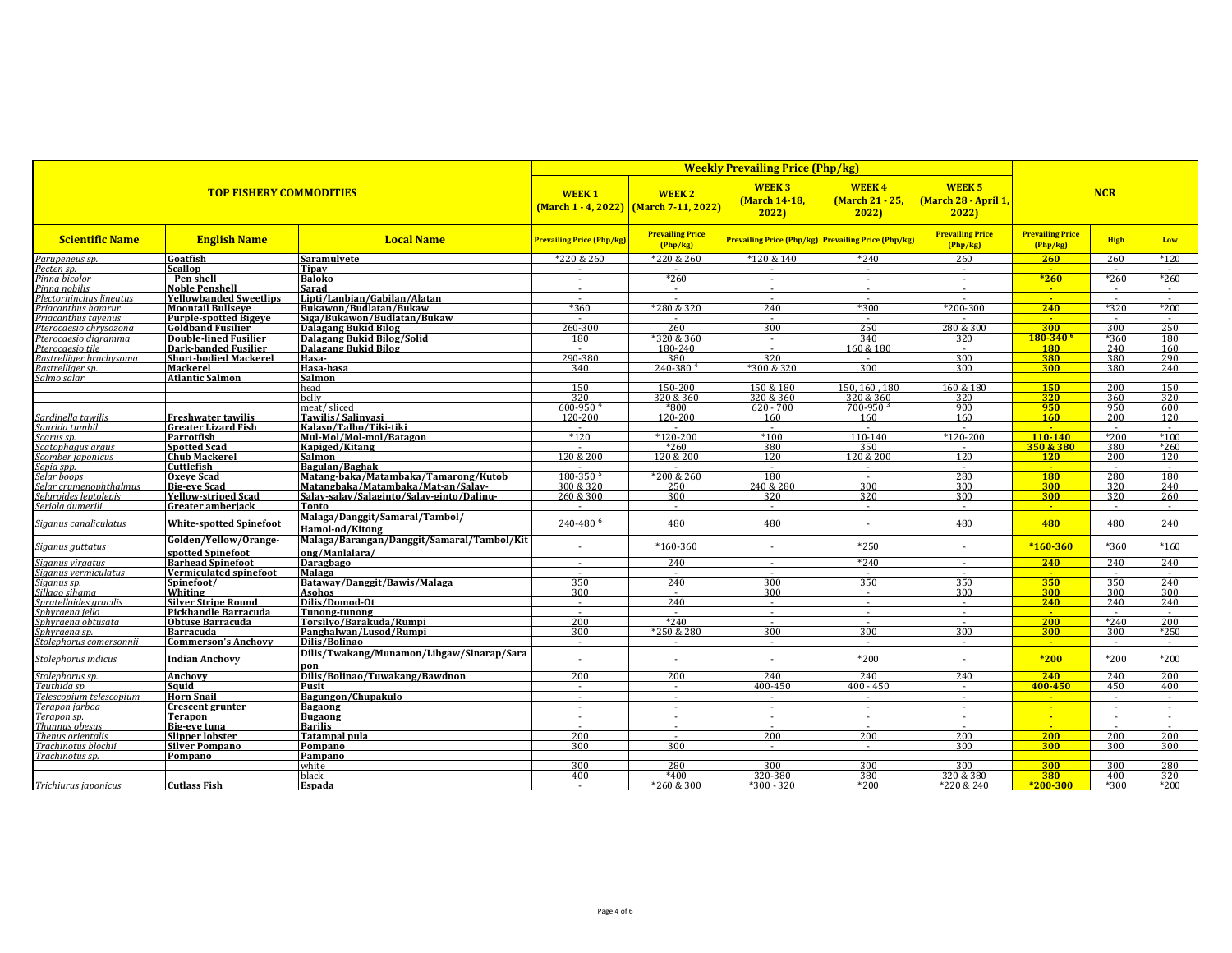| TOP FISHERY COMMODITIES | | | Weekly Prevailing Price (Php/kg) | | | | | NCR | | |
|---|---|---|---|---|---|---|---|---|---|---|
| | | | WEEK 1 (March 1 - 4, 2022) | WEEK 2 (March 7-11, 2022) | WEEK 3 (March 14-18, 2022) | WEEK 4 (March 21 - 25, 2022) | WEEK 5 (March 28 - April 1, 2022) | | | |
| Scientific Name | English Name | Local Name | Prevailing Price (Php/kg) | Prevailing Price (Php/kg) | Prevailing Price (Php/kg) | Prevailing Price (Php/kg) | Prevailing Price (Php/kg) | Prevailing Price (Php/kg) | High | Low |
| *Parupeneus sp.* | Goatfish | Saramulyete | *220 & 260 | *220 & 260 | *120 & 140 | *240 | 260 | 260 | 260 | *120 |
| *Pecten sp.* | Scallop | Tipay | - | - | - | - | - | - | - | - |
| *Pinna bicolor* | Pen shell | Baloko | - | *260 | - | - | - | *260 | *260 | *260 |
| *Pinna nobilis* | Noble Penshell | Sarad | - | - | - | - | - | - | - | - |
| *Plectorhinchus lineatus* | Yellowbanded Sweetlips | Lipti/Lanbian/Gabilan/Alatan | - | - | - | - | - | - | - | - |
| *Priacanthus hamrur* | Moontail Bullseye | Bukawon/Budlatan/Bukaw | *360 | *280 & 320 | 240 | *300 | *200-300 | 240 | *320 | *200 |
| *Priacanthus tayenus* | Purple-spotted Bigeye | Siga/Bukawon/Budlatan/Bukaw | - | - | - | - | - | - | - | - |
| *Pterocaesio chrysozona* | Goldband Fusilier | Dalagang Bukid Bilog | 260-300 | 260 | 300 | 250 | 280 & 300 | 300 | 300 | 250 |
| *Pterocaesio digramma* | Double-lined Fusilier | Dalagang Bukid Bilog/Solid | 180 | *320 & 360 | - | 340 | 320 | 180-340 [6] | *360 | 180 |
| *Pterocaesio tile* | Dark-banded Fusilier | Dalagang Bukid Bilog | - | 180-240 | - | 160 & 180 | - | 180 | 240 | 160 |
| *Rastrelliger brachysoma* | Short-bodied Mackerel | Hasa- | 290-380 | 380 | 320 | - | 300 | 380 | 380 | 290 |
| *Rastrelliger sp.* | Mackerel | Hasa-hasa | 340 | 240-380 [4] | *300 & 320 | 300 | 300 | 300 | 380 | 240 |
| *Salmo salar* | Atlantic Salmon | Salmon | | | | | | | | |
| | | head | 150 | 150-200 | 150 & 180 | 150, 160 , 180 | 160 & 180 | 150 | 200 | 150 |
| | | belly | 320 | 320 & 360 | 320 & 360 | 320 & 360 | 320 | 320 | 360 | 320 |
| | | meat/ sliced | 600-950 [4] | *800 | 620 - 700 | 700-950 [3] | 900 | 950 | 950 | 600 |
| *Sardinella tawilis* | Freshwater tawilis | Tawilis/ Salinyasi | 120-200 | 120-200 | 160 | 160 | 160 | 160 | 200 | 120 |
| *Saurida tumbil* | Greater Lizard Fish | Kalaso/Talho/Tiki-tiki | - | - | - | - | - | - | - | - |
| *Scarus sp.* | Parrotfish | Mul-Mol/Mol-mol/Batagon | *120 | *120-200 | *100 | 110-140 | *120-200 | 110-140 | *200 | *100 |
| *Scatophagus argus* | Spotted Scad | Kapiged/Kitang | - | *260 | 380 | 350 | - | 350 & 380 | 380 | *260 |
| *Scomber japonicus* | Chub Mackerel | Salmon | 120 & 200 | 120 & 200 | 120 | 120 & 200 | 120 | 120 | 200 | 120 |
| *Sepia spp.* | Cuttlefish | Bagulan/Baghak | - | - | - | - | - | - | - | - |
| *Selar boops* | Oxeye Scad | Matang-baka/Matambaka/Tamarong/Kutob | 180-350 [5] | *200 & 260 | 180 | - | 280 | 180 | 280 | 180 |
| *Selar crumenophthalmus* | Big-eye Scad | Matangbaka/Matambaka/Mat-an/Salay- | 300 & 320 | 250 | 240 & 280 | 300 | 300 | 300 | 320 | 240 |
| *Selaroides leptolepis* | Yellow-striped Scad | Salay-salay/Salaginto/Salay-ginto/Dalinu- | 260 & 300 | 300 | 320 | 320 | 300 | 300 | 320 | 260 |
| *Seriola dumerili* | Greater amberjack | Tonto | - | - | - | - | - | - | - | - |
| *Siganus canaliculatus* | White-spotted Spinefoot | Malaga/Danggit/Samaral/Tambol/ Hamol-od/Kitong | 240-480 [6] | 480 | 480 | - | 480 | 480 | 480 | 240 |
| *Siganus guttatus* | Golden/Yellow/Orange-spotted Spinefoot | Malaga/Barangan/Danggit/Samaral/Tambol/Kitong/Manlalara/ | - | *160-360 | - | *250 | - | *160-360 | *360 | *160 |
| *Siganus virgatus* | Barhead Spinefoot | Daragbago | - | 240 | - | *240 | - | 240 | 240 | 240 |
| *Siganus vermiculatus* | Vermiculated spinefoot | Malaga | - | - | - | - | - | - | - | - |
| *Siganus sp.* | Spinefoot/ | Bataway/Danggit/Bawis/Malaga | 350 | 240 | 300 | 350 | 350 | 350 | 350 | 240 |
| *Sillago sihama* | Whiting | Asohos | 300 | - | 300 | - | 300 | 300 | 300 | 300 |
| *Spratelloides gracilis* | Silver Stripe Round | Dilis/Domod-Ot | - | 240 | - | - | - | 240 | 240 | 240 |
| *Sphyraena jello* | Pickhandle Barracuda | Tunong-tunong | - | - | - | - | - | - | - | - |
| *Sphyraena obtusata* | Obtuse Barracuda | Torsilyo/Barakuda/Rumpi | 200 | *240 | - | - | - | 200 | *240 | 200 |
| *Sphyraena sp.* | Barracuda | Panghalwan/Lusod/Rumpi | 300 | *250 & 280 | 300 | 300 | 300 | 300 | 300 | *250 |
| *Stolephorus commersonii* | Commerson's Anchovy | Dilis/Bolinao | - | - | - | - | - | - | - | - |
| *Stolephorus indicus* | Indian Anchovy | Dilis/Twakang/Munamon/Libgaw/Sinarap/Sarapon | - | - | - | *200 | - | *200 | *200 | *200 |
| *Stolephorus sp.* | Anchovy | Dilis/Bolinao/Tuwakang/Bawdnon | 200 | 200 | 240 | 240 | 240 | 240 | 240 | 200 |
| *Teuthida sp.* | Squid | Pusit | - | - | 400-450 | 400 - 450 | - | 400-450 | 450 | 400 |
| *Telescopium telescopium* | Horn Snail | Bagungon/Chupakulo | - | - | - | - | - | - | - | - |
| *Terapon jarboa* | Crescent grunter | Bagaong | - | - | - | - | - | - | - | - |
| *Terapon sp.* | Terapon | Bugaong | - | - | - | - | - | - | - | - |
| *Thunnus obesus* | Big-eye tuna | Barilis | - | - | - | - | - | - | - | - |
| *Thenus orientalis* | Slipper lobster | Tatampal pula | 200 | - | 200 | 200 | 200 | 200 | 200 | 200 |
| *Trachinotus blochii* | Silver Pompano | Pompano | 300 | 300 | - | - | 300 | 300 | 300 | 300 |
| *Trachinotus sp.* | Pompano | Pampano | | | | | | | | |
| | | white | 300 | 280 | 300 | 300 | 300 | 300 | 300 | 280 |
| | | black | 400 | *400 | 320-380 | 380 | 320 & 380 | 380 | 400 | 320 |
| *Trichiurus japonicus* | Cutlass Fish | Espada | - | *260 & 300 | *300 - 320 | *200 | *220 & 240 | *200-300 | *300 | *200 |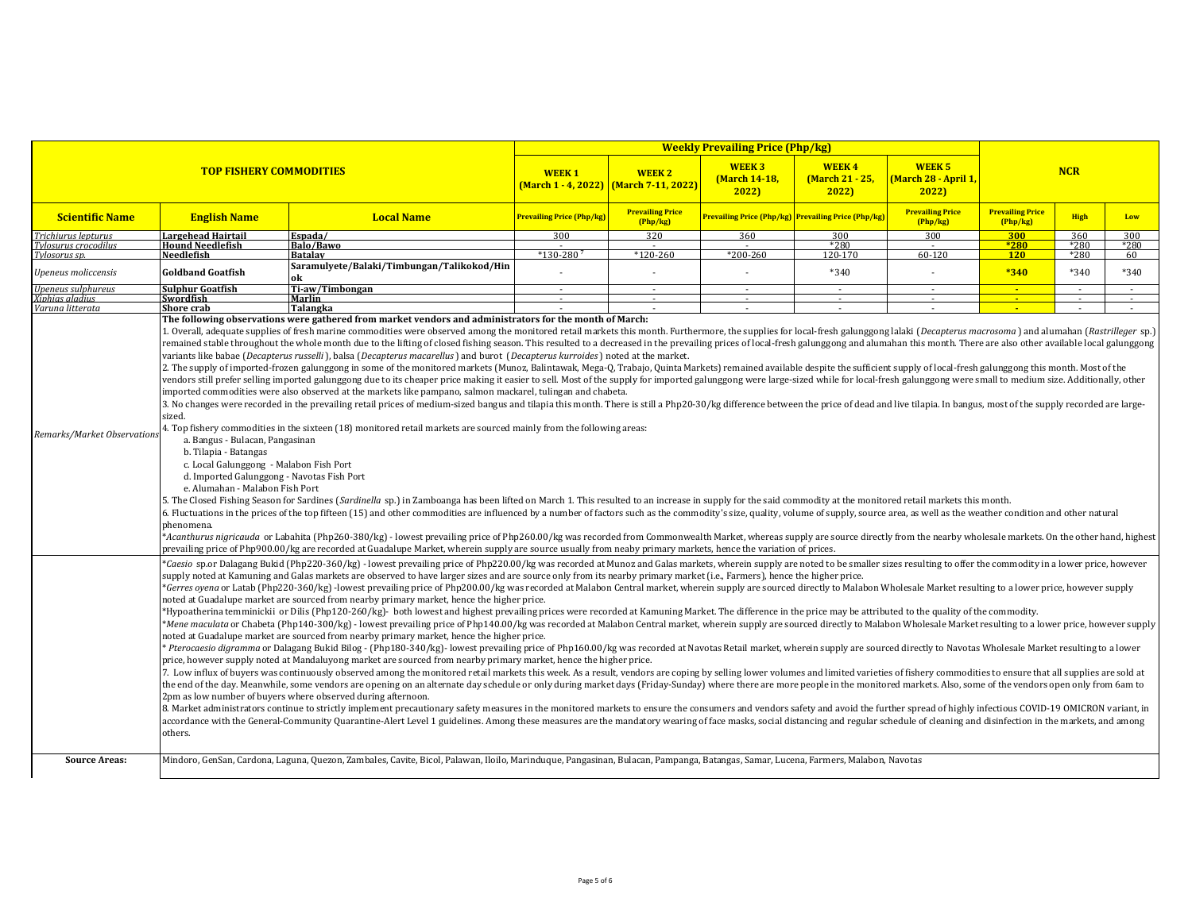| TOP FISHERY COMMODITIES | | | Weekly Prevailing Price (Php/kg) | | | | | NCR | | |
|---|---|---|---|---|---|---|---|---|---|---|
| | | | WEEK 1 (March 1 - 4, 2022) | WEEK 2 (March 7-11, 2022) | WEEK 3 (March 14-18, 2022) | WEEK 4 (March 21 - 25, 2022) | WEEK 5 (March 28 - April 1, 2022) | | | |
| Scientific Name | English Name | Local Name | Prevailing Price (Php/kg) | Prevailing Price (Php/kg) | Prevailing Price (Php/kg) | Prevailing Price (Php/kg) | Prevailing Price (Php/kg) | Prevailing Price (Php/kg) | High | Low |
| *Trichiurus lepturus* | Largehead Hairtail | Espada/ | 300 | 320 | 360 | 300 | 300 | **300** | 360 | 300 |
| *Tylosurus crocodilus* | Hound Needlefish | Balo/Bawo | - | - | - | *280 | - | ***280** | *280 | *280 |
| *Tylosorus sp.* | Needlefish | Batalay | *130-280 | *120-260 | *200-260 | 120-170 | 60-120 | **120** | *280 | 60 |
| *Upeneus moliccensis* | Goldband Goatfish | Saramulyete/Balaki/Timbungan/Talikokod/Hinok | - | - | - | *340 | - | ***340** | *340 | *340 |
| *Upeneus sulphureus* | Sulphur Goatfish | Ti-aw/Timbongan | - | - | - | - | - | - | - | - |
| *Xiphias gladius* | Swordfish | Marlin | - | - | - | - | - | - | - | - |
| *Varuna litterata* | Shore crab | Talangka | - | - | - | - | - | - | - | - |

**Remarks/Market Observations**

**The following observations were gathered from market vendors and administrators for the month of March:**

1. Overall, adequate supplies of fresh marine commodities were observed among the monitored retail markets this month. Furthermore, the supplies for local-fresh galunggong lalaki (*Decapterus macrosoma*) and alumahan (*Rastrilleger* sp.) remained stable throughout the whole month due to the lifting of closed fishing season. This resulted to a decreased in the prevailing prices of local-fresh galunggong and alumahan this month. There are also other available local galunggong variants like babae (*Decapterus russelli*), balsa (*Decapterus macarellus*) and burot (*Decapterus kurroides*) noted at the market.

2. The supply of imported-frozen galunggong in some of the monitored markets (Munoz, Balintawak, Mega-Q, Trabajo, Quinta Markets) remained available despite the sufficient supply of local-fresh galunggong this month. Most of the vendors still prefer selling imported galunggong due to its cheaper price making it easier to sell. Most of the supply for imported galunggong were large-sized while for local-fresh galunggong were small to medium size. Additionally, other imported commodities were also observed at the markets like pampano, salmon mackerel, tulingan and chabeta.

3. No changes were recorded in the prevailing retail prices of medium-sized bangus and tilapia this month. There is still a Php20-30/kg difference between the price of dead and live tilapia. In bangus, most of the supply recorded are large-sized.

4. Top fishery commodities in the sixteen (18) monitored retail markets are sourced mainly from the following areas:
   a. Bangus - Bulacan, Pangasinan
   b. Tilapia - Batangas
   c. Local Galunggong - Malabon Fish Port
   d. Imported Galunggong - Navotas Fish Port
   e. Alumahan - Malabon Fish Port

5. The Closed Fishing Season for Sardines (*Sardinella* sp.) in Zamboanga has been lifted on March 1. This resulted to an increase in supply for the said commodity at the monitored retail markets this month.

6. Fluctuations in the prices of the top fifteen (15) and other commodities are influenced by a number of factors such as the commodity's size, quality, volume of supply, source area, as well as the weather condition and other natural phenomena.

*\*Acanthurus nigricauda* or Labahita (Php260-380/kg) - lowest prevailing price of Php260.00/kg was recorded from Commonwealth Market, whereas supply are source directly from the nearby wholesale markets. On the other hand, highest prevailing price of Php900.00/kg are recorded at Guadalupe Market, wherein supply are source usually from neaby primary markets, hence the variation of prices.

*\*Caesio* sp.or Dalagang Bukid (Php220-360/kg) - lowest prevailing price of Php220.00/kg was recorded at Munoz and Galas markets, wherein supply are noted to be smaller sizes resulting to offer the commodity in a lower price, however supply noted at Kamuning and Galas markets are observed to have larger sizes and are source only from its nearby primary market (i.e., Farmers), hence the higher price.

*\*Gerres oyena* or Latab (Php220-360/kg) -lowest prevailing price of Php200.00/kg was recorded at Malabon Central market, wherein supply are sourced directly to Malabon Wholesale Market resulting to a lower price, however supply noted at Guadalupe market are sourced from nearby primary market, hence the higher price.

\*Hypoatherina temminckii or Dilis (Php120-260/kg)- both lowest and highest prevailing prices were recorded at Kamuning Market. The difference in the price may be attributed to the quality of the commodity.

*\*Mene maculata* or Chabeta (Php140-300/kg) - lowest prevailing price of Php140.00/kg was recorded at Malabon Central market, wherein supply are sourced directly to Malabon Wholesale Market resulting to a lower price, however supply noted at Guadalupe market are sourced from nearby primary market, hence the higher price.

\* *Pterocaesio digramma* or Dalagang Bukid Bilog - (Php180-340/kg)- lowest prevailing price of Php160.00/kg was recorded at Navotas Retail market, wherein supply are sourced directly to Navotas Wholesale Market resulting to a lower price, however supply noted at Mandaluyong market are sourced from nearby primary market, hence the higher price.

7. Low influx of buyers was continuously observed among the monitored retail markets this week. As a result, vendors are coping by selling lower volumes and limited varieties of fishery commodities to ensure that all supplies are sold at the end of the day. Meanwhile, some vendors are opening on an alternate day schedule or only during market days (Friday-Sunday) where there are more people in the monitored markets. Also, some of the vendors open only from 6am to 2pm as low number of buyers where observed during afternoon.

8. Market administrators continue to strictly implement precautionary safety measures in the monitored markets to ensure the consumers and vendors safety and avoid the further spread of highly infectious COVID-19 OMICRON variant, in accordance with the General-Community Quarantine-Alert Level 1 guidelines. Among these measures are the mandatory wearing of face masks, social distancing and regular schedule of cleaning and disinfection in the markets, and among others.

**Source Areas:** Mindoro, GenSan, Cardona, Laguna, Quezon, Zambales, Cavite, Bicol, Palawan, Iloilo, Marinduque, Pangasinan, Bulacan, Pampanga, Batangas, Samar, Lucena, Farmers, Malabon, Navotas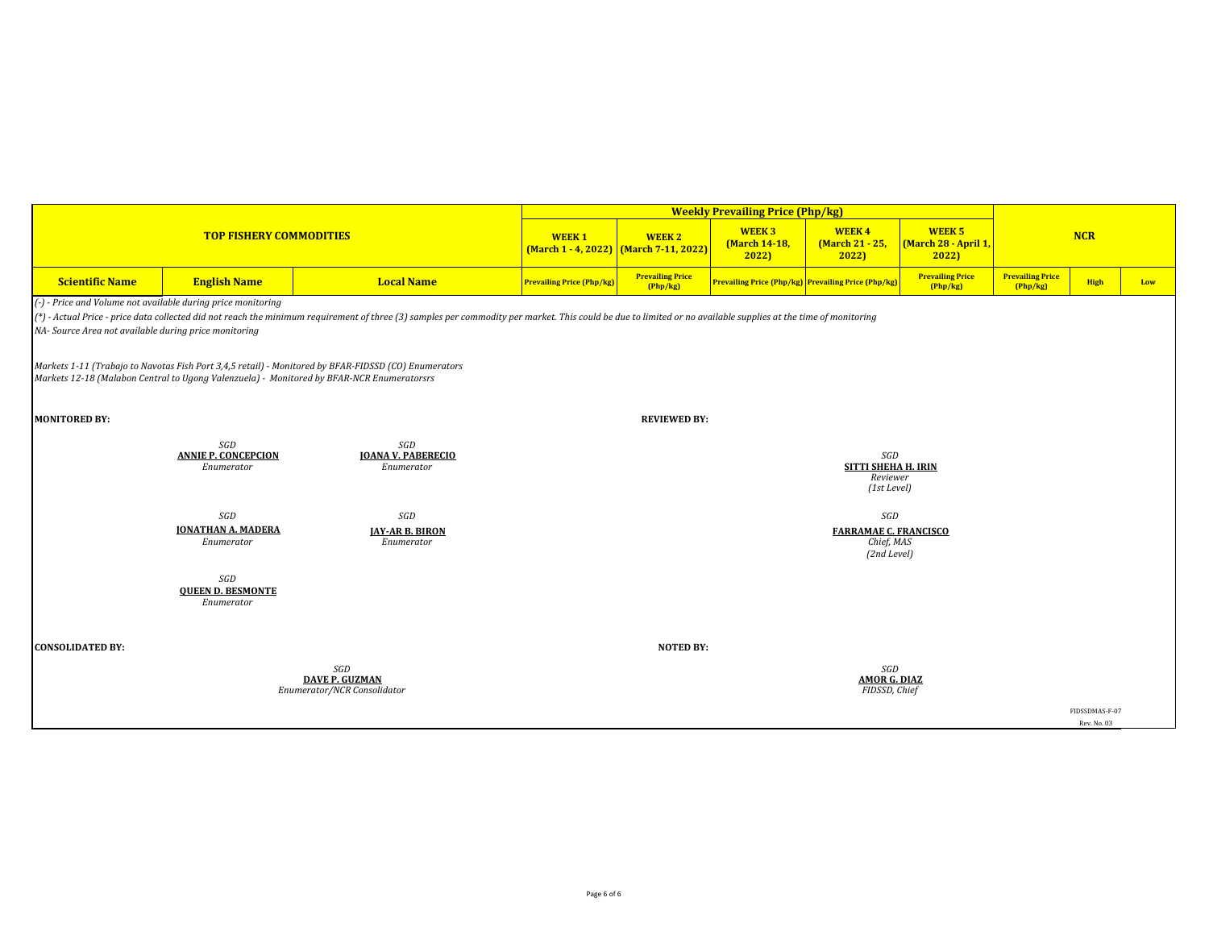| TOP FISHERY COMMODITIES | | | Weekly Prevailing Price (Php/kg) | | | | | NCR | | |
|---|---|---|---|---|---|---|---|---|---|---|
| | | | WEEK 1 (March 1 - 4, 2022) | WEEK 2 (March 7-11, 2022) | WEEK 3 (March 14-18, 2022) | WEEK 4 (March 21 - 25, 2022) | WEEK 5 (March 28 - April 1, 2022) | | | |
| Scientific Name | English Name | Local Name | Prevailing Price (Php/kg) | Prevailing Price (Php/kg) | Prevailing Price (Php/kg) | Prevailing Price (Php/kg) | Prevailing Price (Php/kg) | Prevailing Price (Php/kg) | High | Low |

*(-) - Price and Volume not available during price monitoring*

*(\*) - Actual Price - price data collected did not reach the minimum requirement of three (3) samples per commodity per market. This could be due to limited or no available supplies at the time of monitoring*

*NA- Source Area not available during price monitoring*

*Markets 1-11 (Trabajo to Navotas Fish Port 3,4,5 retail) - Monitored by BFAR-FIDSSD (CO) Enumerators*

*Markets 12-18 (Malabon Central to Ugong Valenzuela) - Monitored by BFAR-NCR Enumeratorsrs*

**MONITORED BY:**

*SGD*
**ANNIE P. CONCEPCION**
*Enumerator*

*SGD*
**JOANA V. PABERECIO**
*Enumerator*

*SGD*
**JONATHAN A. MADERA**
*Enumerator*

*SGD*
**JAY-AR B. BIRON**
*Enumerator*

*SGD*
**QUEEN D. BESMONTE**
*Enumerator*

**REVIEWED BY:**

*SGD*
**SITTI SHEHA H. IRIN**
*Reviewer*
*(1st Level)*

*SGD*
**FARRAMAE C. FRANCISCO**
*Chief, MAS*
*(2nd Level)*

**CONSOLIDATED BY:**

*SGD*
**DAVE P. GUZMAN**
*Enumerator/NCR Consolidator*

**NOTED BY:**

*SGD*
**AMOR G. DIAZ**
*FIDSSD, Chief*

FIDSSDMAS-F-07
Rev. No. 03